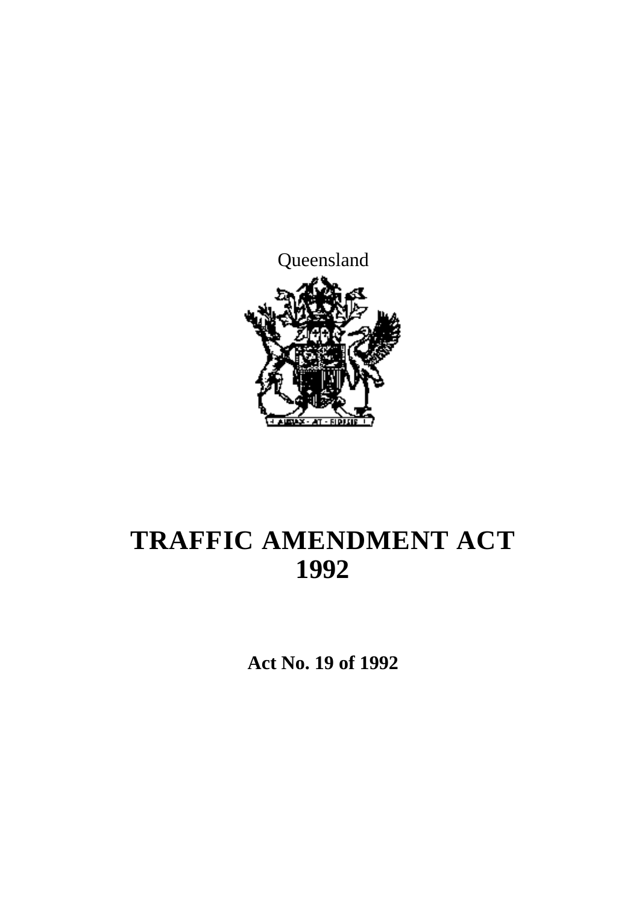Queensland

# TRAFFIC AMENDMENT ACT 1992

**Act No. 19 of 1992**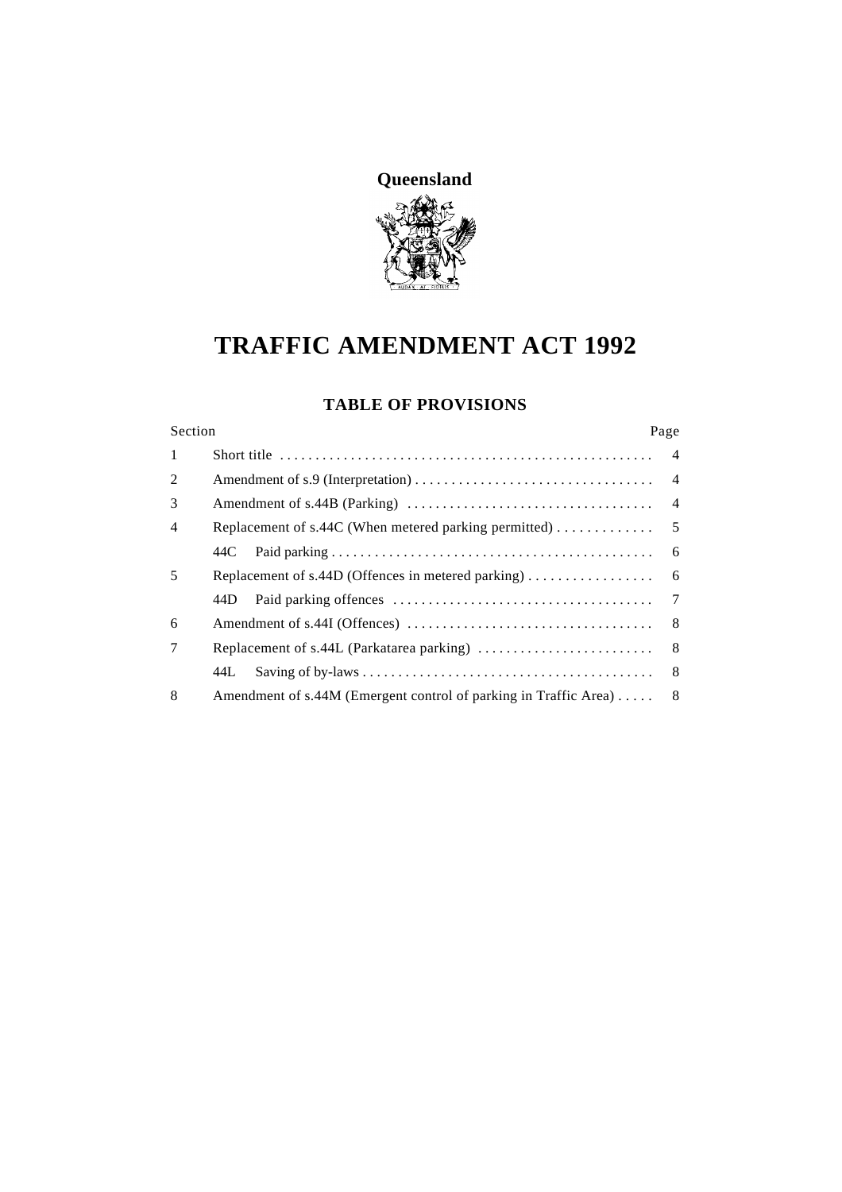**Queensland**

# TRAFFIC AMENDMENT ACT 1992

## TABLE OF PROVISIONS

| Section | | Page |
|---|---|---|
| 1 | Short title | 4 |
| 2 | Amendment of s.9 (Interpretation) | 4 |
| 3 | Amendment of s.44B (Parking) | 4 |
| 4 | Replacement of s.44C (When metered parking permitted) | 5 |
| | 44C Paid parking | 6 |
| 5 | Replacement of s.44D (Offences in metered parking) | 6 |
| | 44D Paid parking offences | 7 |
| 6 | Amendment of s.44I (Offences) | 8 |
| 7 | Replacement of s.44L (Parkatarea parking) | 8 |
| | 44L Saving of by-laws | 8 |
| 8 | Amendment of s.44M (Emergent control of parking in Traffic Area) | 8 |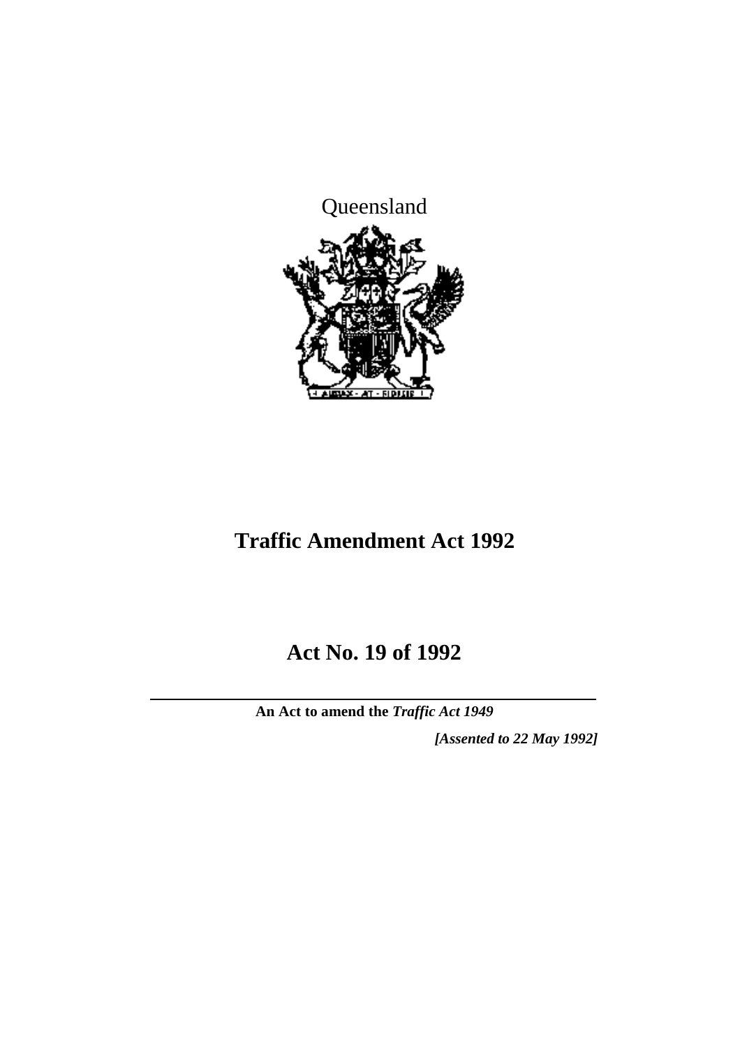Queensland

# Traffic Amendment Act 1992

## Act No. 19 of 1992

**An Act to amend the *Traffic Act 1949***

***[Assented to 22 May 1992]***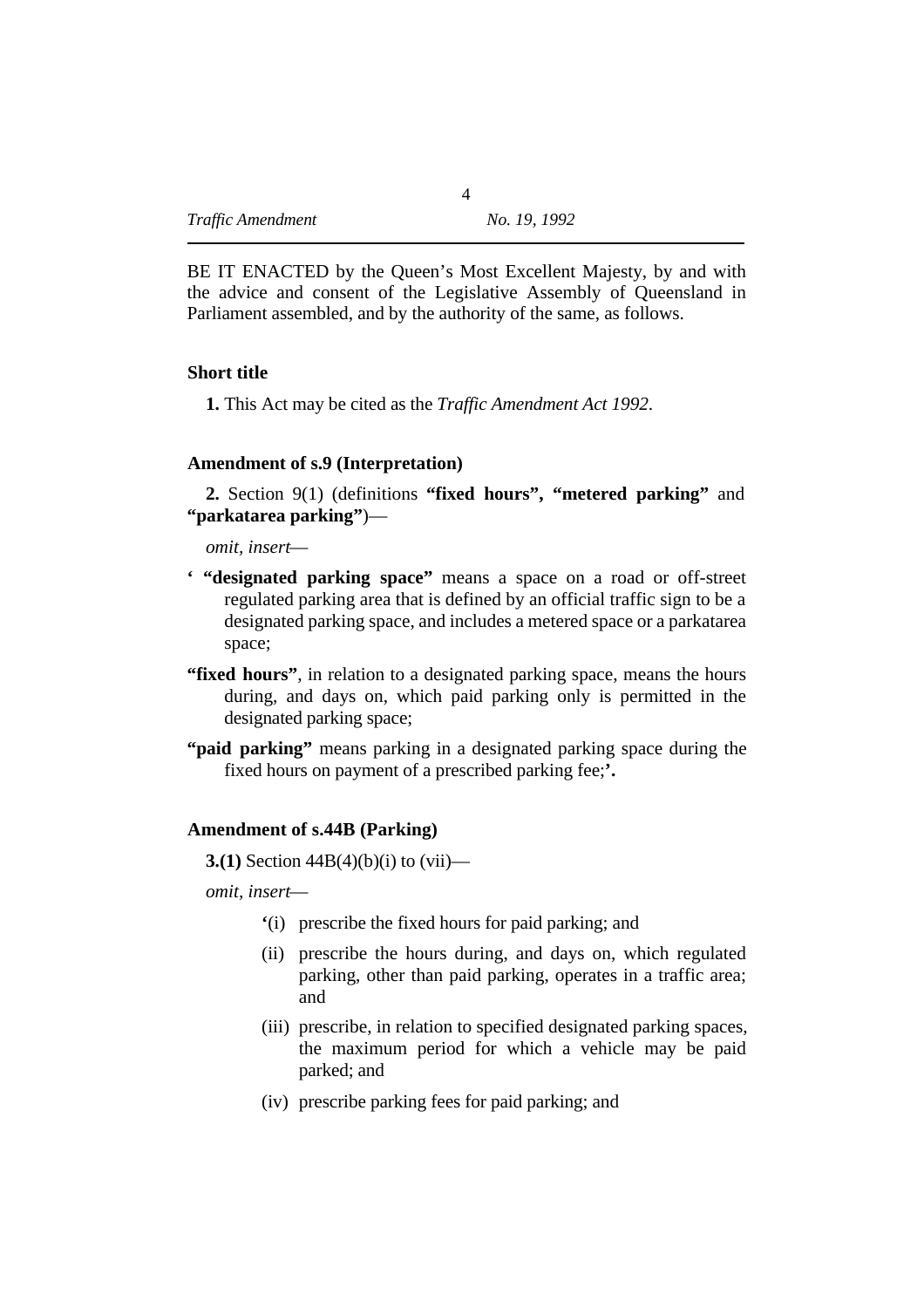BE IT ENACTED by the Queen's Most Excellent Majesty, by and with the advice and consent of the Legislative Assembly of Queensland in Parliament assembled, and by the authority of the same, as follows.

### Short title

**1.** This Act may be cited as the *Traffic Amendment Act 1992*.

### Amendment of s.9 (Interpretation)

**2.** Section 9(1) (definitions **"fixed hours", "metered parking"** and **"parkatarea parking"**)—

*omit, insert*—

**' "designated parking space"** means a space on a road or off-street regulated parking area that is defined by an official traffic sign to be a designated parking space, and includes a metered space or a parkatarea space;

**"fixed hours"**, in relation to a designated parking space, means the hours during, and days on, which paid parking only is permitted in the designated parking space;

**"paid parking"** means parking in a designated parking space during the fixed hours on payment of a prescribed parking fee;**'.**

### Amendment of s.44B (Parking)

**3.(1)** Section 44B(4)(b)(i) to (vii)—

*omit, insert*—

'(i) prescribe the fixed hours for paid parking; and

(ii) prescribe the hours during, and days on, which regulated parking, other than paid parking, operates in a traffic area; and

(iii) prescribe, in relation to specified designated parking spaces, the maximum period for which a vehicle may be paid parked; and

(iv) prescribe parking fees for paid parking; and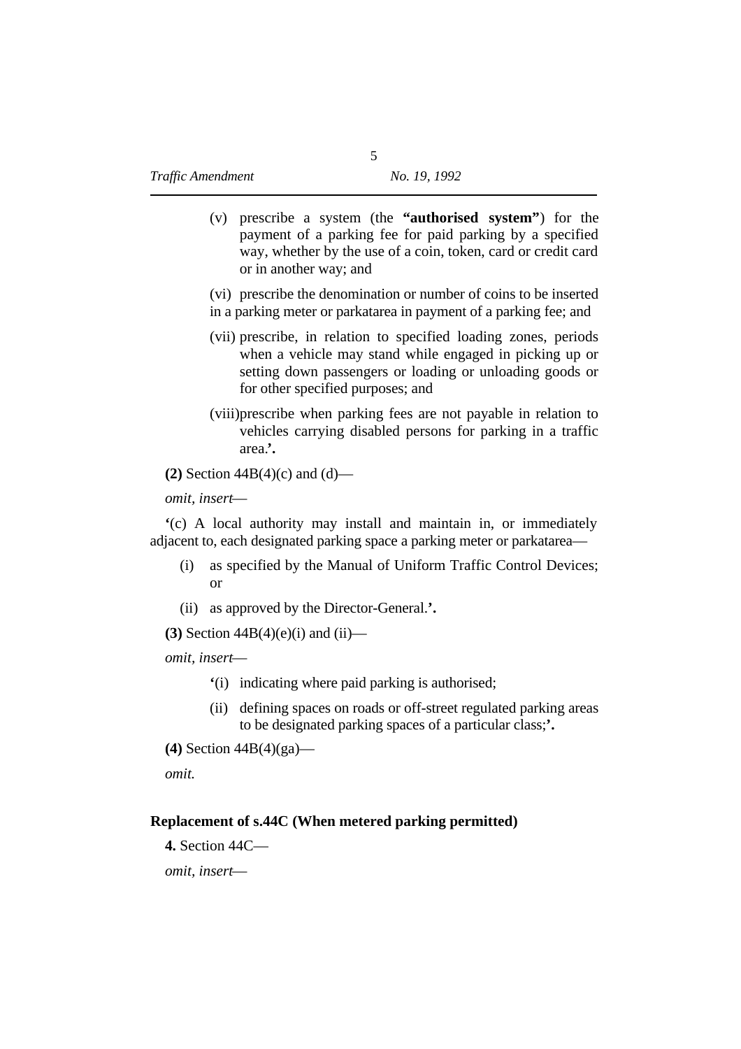(v) prescribe a system (the **"authorised system"**) for the payment of a parking fee for paid parking by a specified way, whether by the use of a coin, token, card or credit card or in another way; and

(vi) prescribe the denomination or number of coins to be inserted in a parking meter or parkatarea in payment of a parking fee; and

(vii) prescribe, in relation to specified loading zones, periods when a vehicle may stand while engaged in picking up or setting down passengers or loading or unloading goods or for other specified purposes; and

(viii) prescribe when parking fees are not payable in relation to vehicles carrying disabled persons for parking in a traffic area.**'.**

**(2)** Section 44B(4)(c) and (d)—

*omit, insert*—

**'**(c) A local authority may install and maintain in, or immediately adjacent to, each designated parking space a parking meter or parkatarea—

(i) as specified by the Manual of Uniform Traffic Control Devices; or

(ii) as approved by the Director-General.**'.**

**(3)** Section 44B(4)(e)(i) and (ii)—

*omit, insert*—

**'**(i) indicating where paid parking is authorised;

(ii) defining spaces on roads or off-street regulated parking areas to be designated parking spaces of a particular class;**'.**

**(4)** Section 44B(4)(ga)—

*omit.*

**Replacement of s.44C (When metered parking permitted)**

**4.** Section 44C—

*omit, insert*—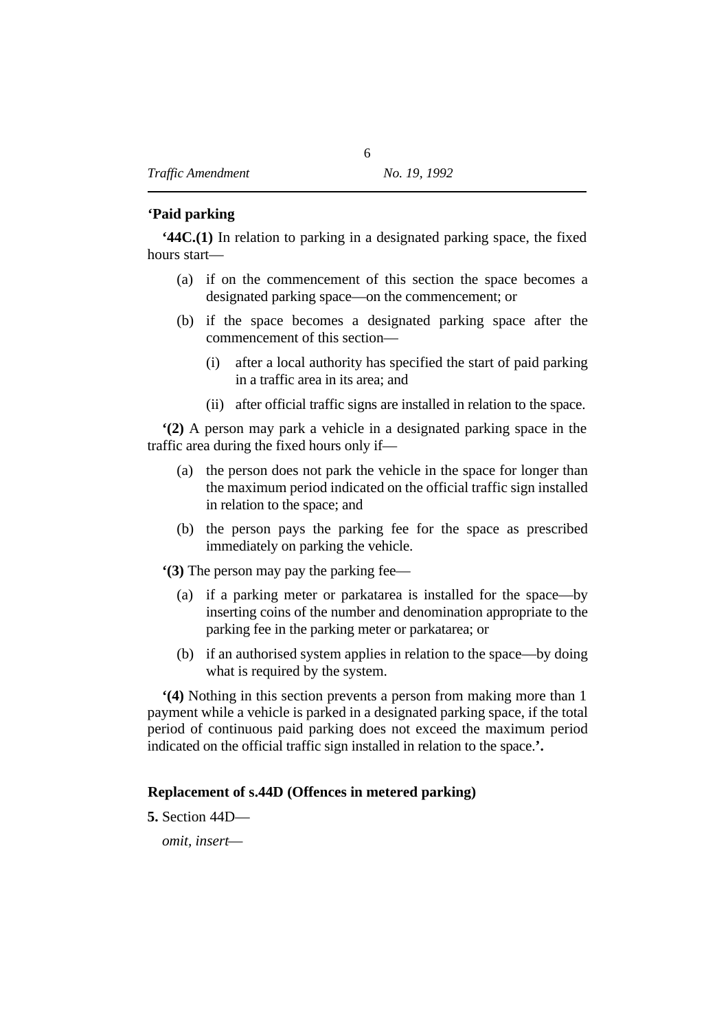**‘Paid parking**

**‘44C.(1)** In relation to parking in a designated parking space, the fixed hours start—

(a) if on the commencement of this section the space becomes a designated parking space—on the commencement; or

(b) if the space becomes a designated parking space after the commencement of this section—

(i) after a local authority has specified the start of paid parking in a traffic area in its area; and

(ii) after official traffic signs are installed in relation to the space.

**‘(2)** A person may park a vehicle in a designated parking space in the traffic area during the fixed hours only if—

(a) the person does not park the vehicle in the space for longer than the maximum period indicated on the official traffic sign installed in relation to the space; and

(b) the person pays the parking fee for the space as prescribed immediately on parking the vehicle.

**‘(3)** The person may pay the parking fee—

(a) if a parking meter or parkatarea is installed for the space—by inserting coins of the number and denomination appropriate to the parking fee in the parking meter or parkatarea; or

(b) if an authorised system applies in relation to the space—by doing what is required by the system.

**‘(4)** Nothing in this section prevents a person from making more than 1 payment while a vehicle is parked in a designated parking space, if the total period of continuous paid parking does not exceed the maximum period indicated on the official traffic sign installed in relation to the space.**’.**

**Replacement of s.44D (Offences in metered parking)**

**5.** Section 44D—

*omit, insert*—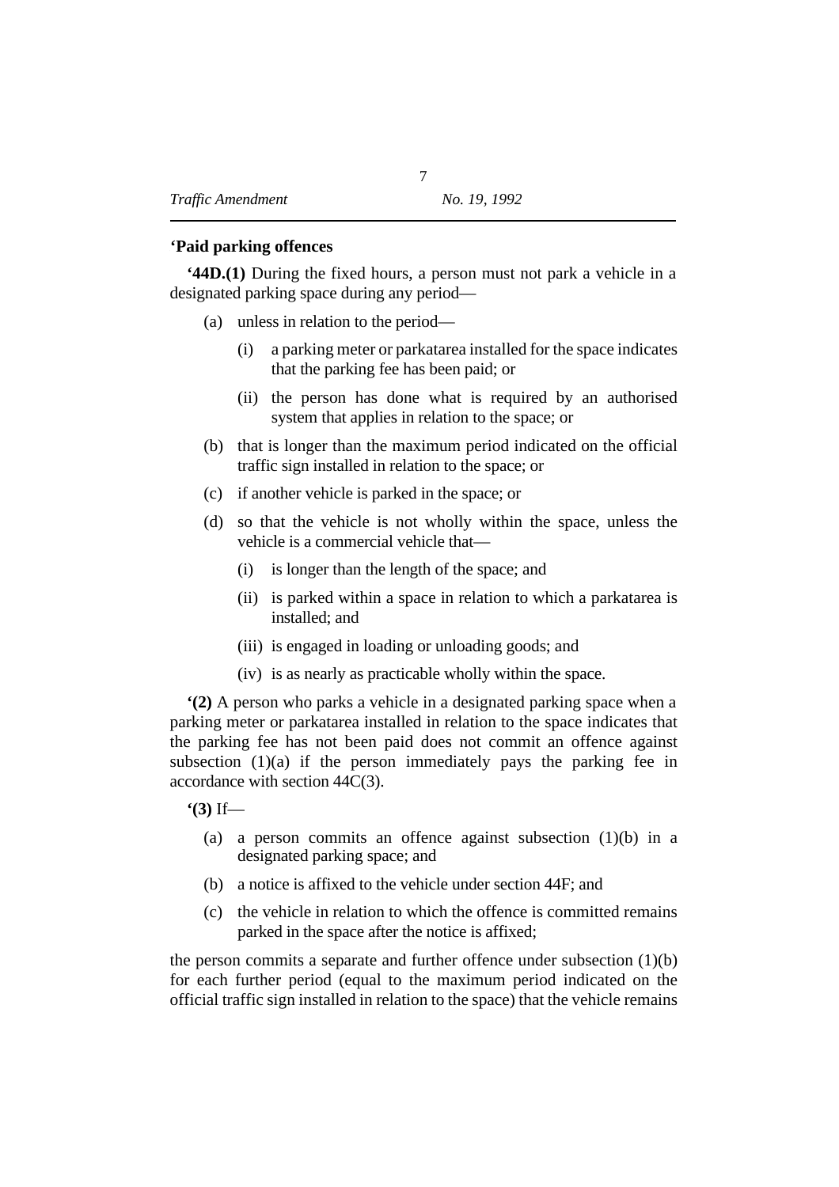**‘Paid parking offences**

**‘44D.(1)** During the fixed hours, a person must not park a vehicle in a designated parking space during any period—

(a) unless in relation to the period—

(i) a parking meter or parkatarea installed for the space indicates that the parking fee has been paid; or

(ii) the person has done what is required by an authorised system that applies in relation to the space; or

(b) that is longer than the maximum period indicated on the official traffic sign installed in relation to the space; or

(c) if another vehicle is parked in the space; or

(d) so that the vehicle is not wholly within the space, unless the vehicle is a commercial vehicle that—

(i) is longer than the length of the space; and

(ii) is parked within a space in relation to which a parkatarea is installed; and

(iii) is engaged in loading or unloading goods; and

(iv) is as nearly as practicable wholly within the space.

**‘(2)** A person who parks a vehicle in a designated parking space when a parking meter or parkatarea installed in relation to the space indicates that the parking fee has not been paid does not commit an offence against subsection (1)(a) if the person immediately pays the parking fee in accordance with section 44C(3).

**‘(3)** If—

(a) a person commits an offence against subsection (1)(b) in a designated parking space; and

(b) a notice is affixed to the vehicle under section 44F; and

(c) the vehicle in relation to which the offence is committed remains parked in the space after the notice is affixed;

the person commits a separate and further offence under subsection (1)(b) for each further period (equal to the maximum period indicated on the official traffic sign installed in relation to the space) that the vehicle remains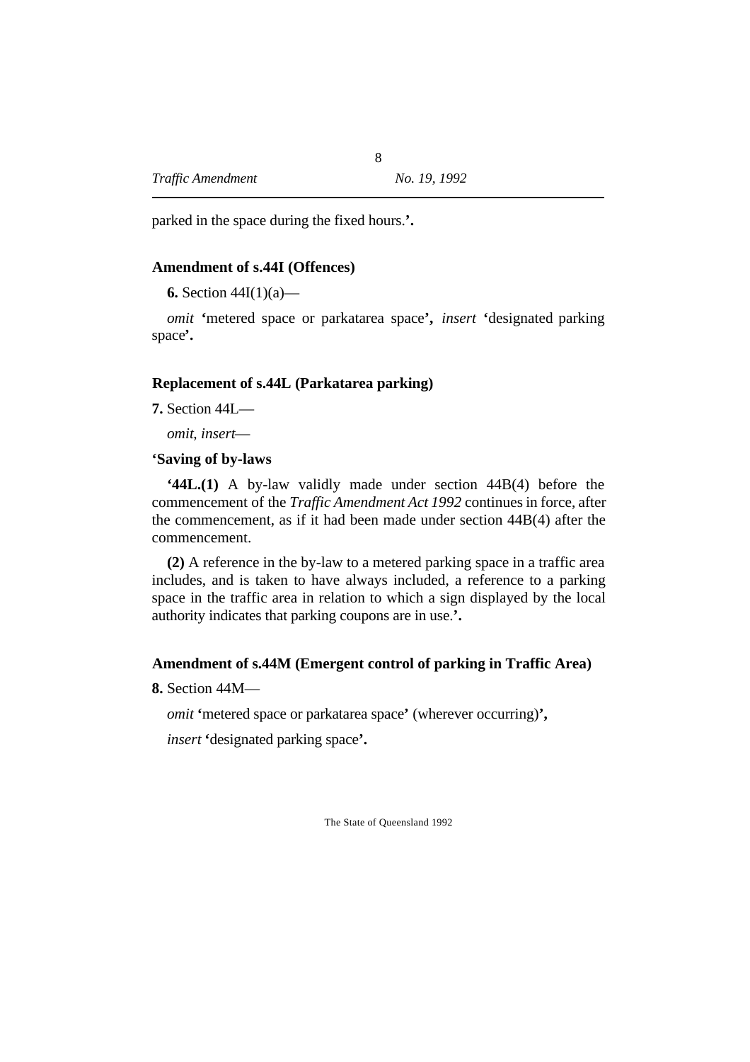parked in the space during the fixed hours.**'.**

### Amendment of s.44I (Offences)

**6.** Section 44I(1)(a)—

*omit* **'**metered space or parkatarea space**',** *insert* **'**designated parking space**'.**

### Replacement of s.44L (Parkatarea parking)

**7.** Section 44L—

*omit, insert*—

**'Saving of by-laws**

**'44L.(1)** A by-law validly made under section 44B(4) before the commencement of the *Traffic Amendment Act 1992* continues in force, after the commencement, as if it had been made under section 44B(4) after the commencement.

**(2)** A reference in the by-law to a metered parking space in a traffic area includes, and is taken to have always included, a reference to a parking space in the traffic area in relation to which a sign displayed by the local authority indicates that parking coupons are in use.**'.**

### Amendment of s.44M (Emergent control of parking in Traffic Area)

**8.** Section 44M—

*omit* **'**metered space or parkatarea space**'** (wherever occurring)**',**

*insert* **'**designated parking space**'.**